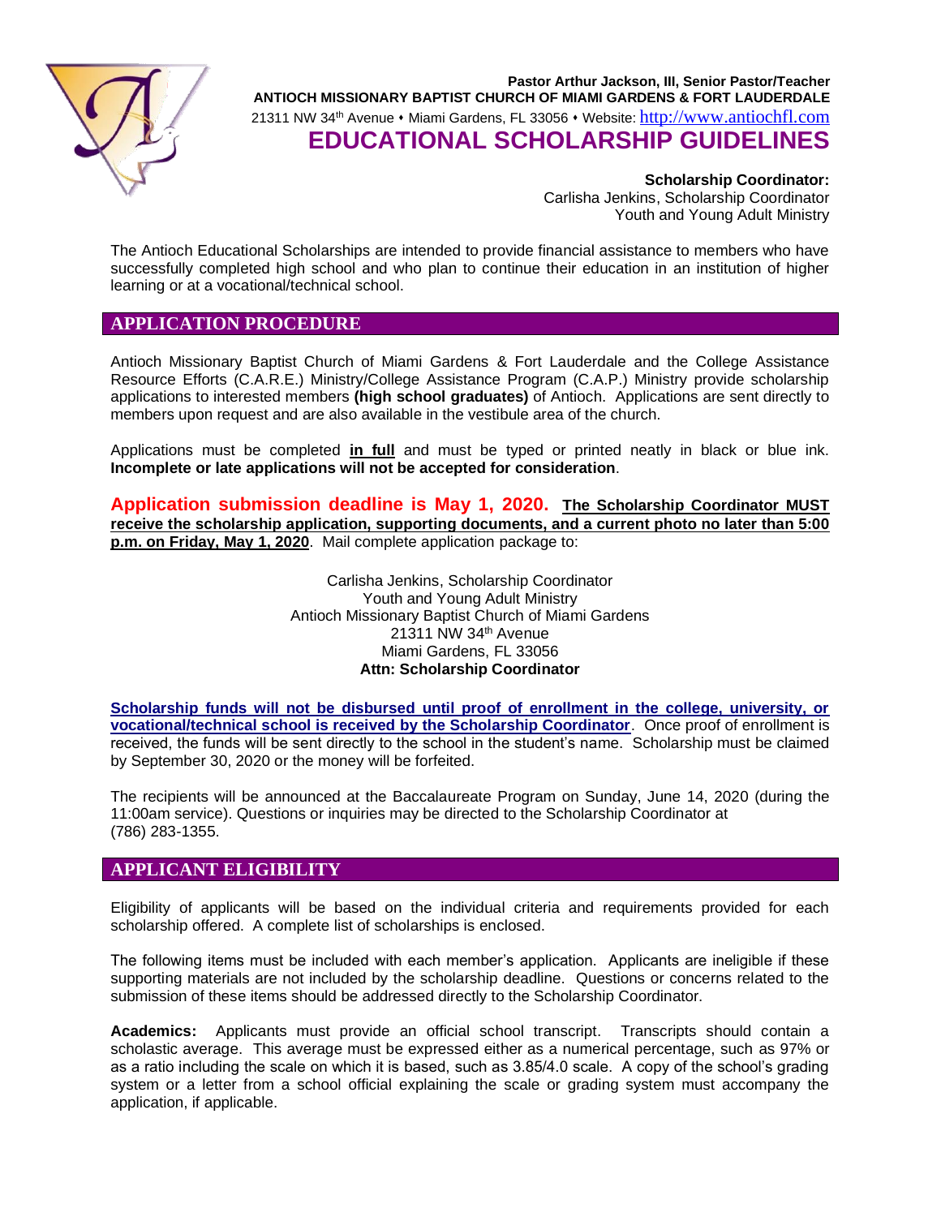**Pastor Arthur Jackson, III, Senior Pastor/Teacher**
**ANTIOCH MISSIONARY BAPTIST CHURCH OF MIAMI GARDENS & FORT LAUDERDALE**
21311 NW 34th Avenue • Miami Gardens, FL 33056 • Website: http://www.antiochfl.com

# EDUCATIONAL SCHOLARSHIP GUIDELINES

**Scholarship Coordinator:**
Carlisha Jenkins, Scholarship Coordinator
Youth and Young Adult Ministry

The Antioch Educational Scholarships are intended to provide financial assistance to members who have successfully completed high school and who plan to continue their education in an institution of higher learning or at a vocational/technical school.

## APPLICATION PROCEDURE

Antioch Missionary Baptist Church of Miami Gardens & Fort Lauderdale and the College Assistance Resource Efforts (C.A.R.E.) Ministry/College Assistance Program (C.A.P.) Ministry provide scholarship applications to interested members **(high school graduates)** of Antioch. Applications are sent directly to members upon request and are also available in the vestibule area of the church.

Applications must be completed **in full** and must be typed or printed neatly in black or blue ink. **Incomplete or late applications will not be accepted for consideration**.

**Application submission deadline is May 1, 2020.** **The Scholarship Coordinator MUST receive the scholarship application, supporting documents, and a current photo no later than 5:00 p.m. on Friday, May 1, 2020**. Mail complete application package to:

Carlisha Jenkins, Scholarship Coordinator
Youth and Young Adult Ministry
Antioch Missionary Baptist Church of Miami Gardens
21311 NW 34th Avenue
Miami Gardens, FL 33056
**Attn: Scholarship Coordinator**

**Scholarship funds will not be disbursed until proof of enrollment in the college, university, or vocational/technical school is received by the Scholarship Coordinator**. Once proof of enrollment is received, the funds will be sent directly to the school in the student's name. Scholarship must be claimed by September 30, 2020 or the money will be forfeited.

The recipients will be announced at the Baccalaureate Program on Sunday, June 14, 2020 (during the 11:00am service). Questions or inquiries may be directed to the Scholarship Coordinator at (786) 283-1355.

## APPLICANT ELIGIBILITY

Eligibility of applicants will be based on the individual criteria and requirements provided for each scholarship offered. A complete list of scholarships is enclosed.

The following items must be included with each member's application. Applicants are ineligible if these supporting materials are not included by the scholarship deadline. Questions or concerns related to the submission of these items should be addressed directly to the Scholarship Coordinator.

**Academics:** Applicants must provide an official school transcript. Transcripts should contain a scholastic average. This average must be expressed either as a numerical percentage, such as 97% or as a ratio including the scale on which it is based, such as 3.85/4.0 scale. A copy of the school's grading system or a letter from a school official explaining the scale or grading system must accompany the application, if applicable.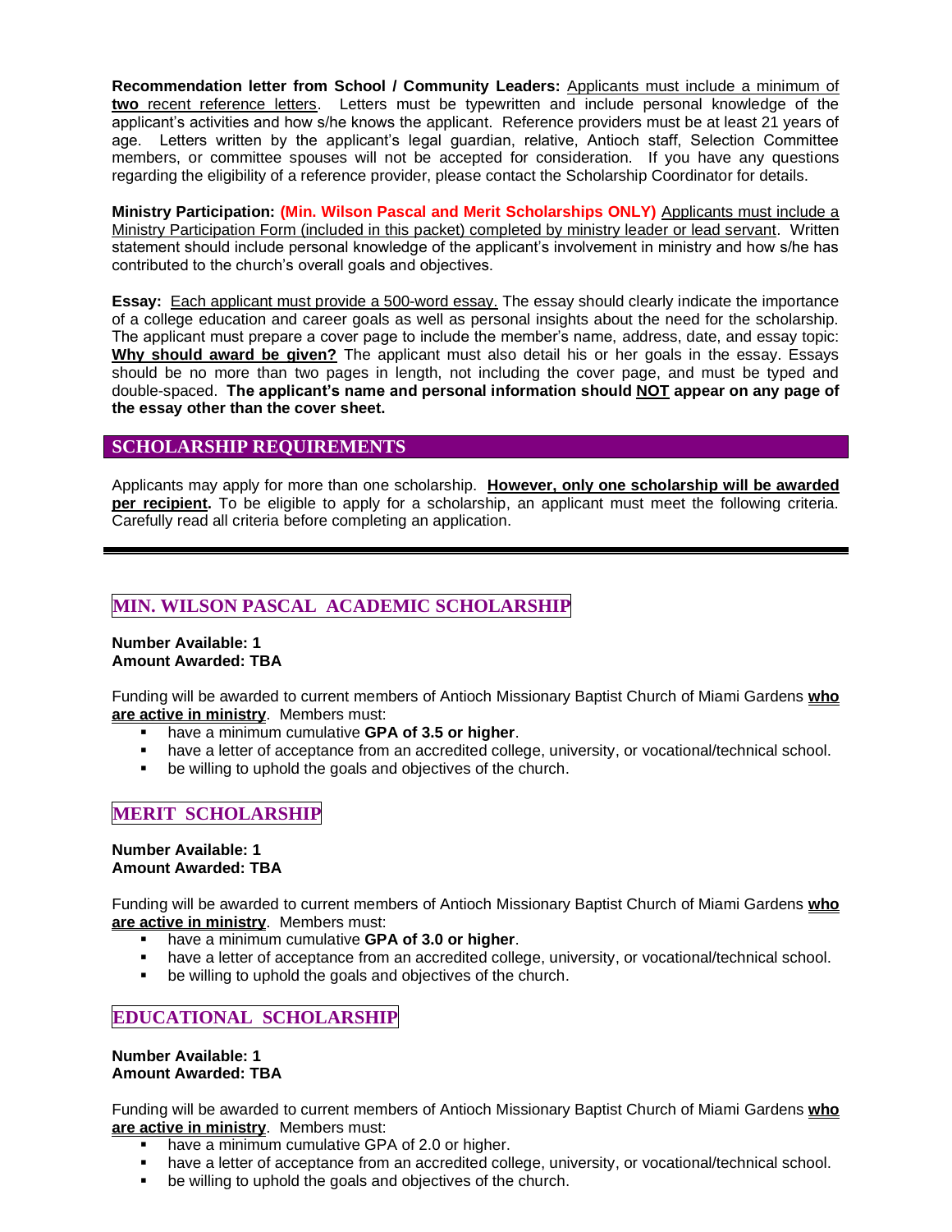**Recommendation letter from School / Community Leaders:** Applicants must include a minimum of **two** recent reference letters. Letters must be typewritten and include personal knowledge of the applicant's activities and how s/he knows the applicant. Reference providers must be at least 21 years of age. Letters written by the applicant's legal guardian, relative, Antioch staff, Selection Committee members, or committee spouses will not be accepted for consideration. If you have any questions regarding the eligibility of a reference provider, please contact the Scholarship Coordinator for details.

**Ministry Participation: (Min. Wilson Pascal and Merit Scholarships ONLY)** Applicants must include a Ministry Participation Form (included in this packet) completed by ministry leader or lead servant. Written statement should include personal knowledge of the applicant's involvement in ministry and how s/he has contributed to the church's overall goals and objectives.

**Essay:** Each applicant must provide a 500-word essay. The essay should clearly indicate the importance of a college education and career goals as well as personal insights about the need for the scholarship. The applicant must prepare a cover page to include the member's name, address, date, and essay topic: **Why should award be given?** The applicant must also detail his or her goals in the essay. Essays should be no more than two pages in length, not including the cover page, and must be typed and double-spaced. **The applicant's name and personal information should NOT appear on any page of the essay other than the cover sheet.**

## SCHOLARSHIP REQUIREMENTS

Applicants may apply for more than one scholarship. **However, only one scholarship will be awarded per recipient.** To be eligible to apply for a scholarship, an applicant must meet the following criteria. Carefully read all criteria before completing an application.

---

### MIN. WILSON PASCAL ACADEMIC SCHOLARSHIP

**Number Available: 1**
**Amount Awarded: TBA**

Funding will be awarded to current members of Antioch Missionary Baptist Church of Miami Gardens **who are active in ministry**. Members must:

- have a minimum cumulative **GPA of 3.5 or higher**.
- have a letter of acceptance from an accredited college, university, or vocational/technical school.
- be willing to uphold the goals and objectives of the church.

### MERIT SCHOLARSHIP

**Number Available: 1**
**Amount Awarded: TBA**

Funding will be awarded to current members of Antioch Missionary Baptist Church of Miami Gardens **who are active in ministry**. Members must:

- have a minimum cumulative **GPA of 3.0 or higher**.
- have a letter of acceptance from an accredited college, university, or vocational/technical school.
- be willing to uphold the goals and objectives of the church.

### EDUCATIONAL SCHOLARSHIP

**Number Available: 1**
**Amount Awarded: TBA**

Funding will be awarded to current members of Antioch Missionary Baptist Church of Miami Gardens **who are active in ministry**. Members must:

- have a minimum cumulative GPA of 2.0 or higher.
- have a letter of acceptance from an accredited college, university, or vocational/technical school.
- be willing to uphold the goals and objectives of the church.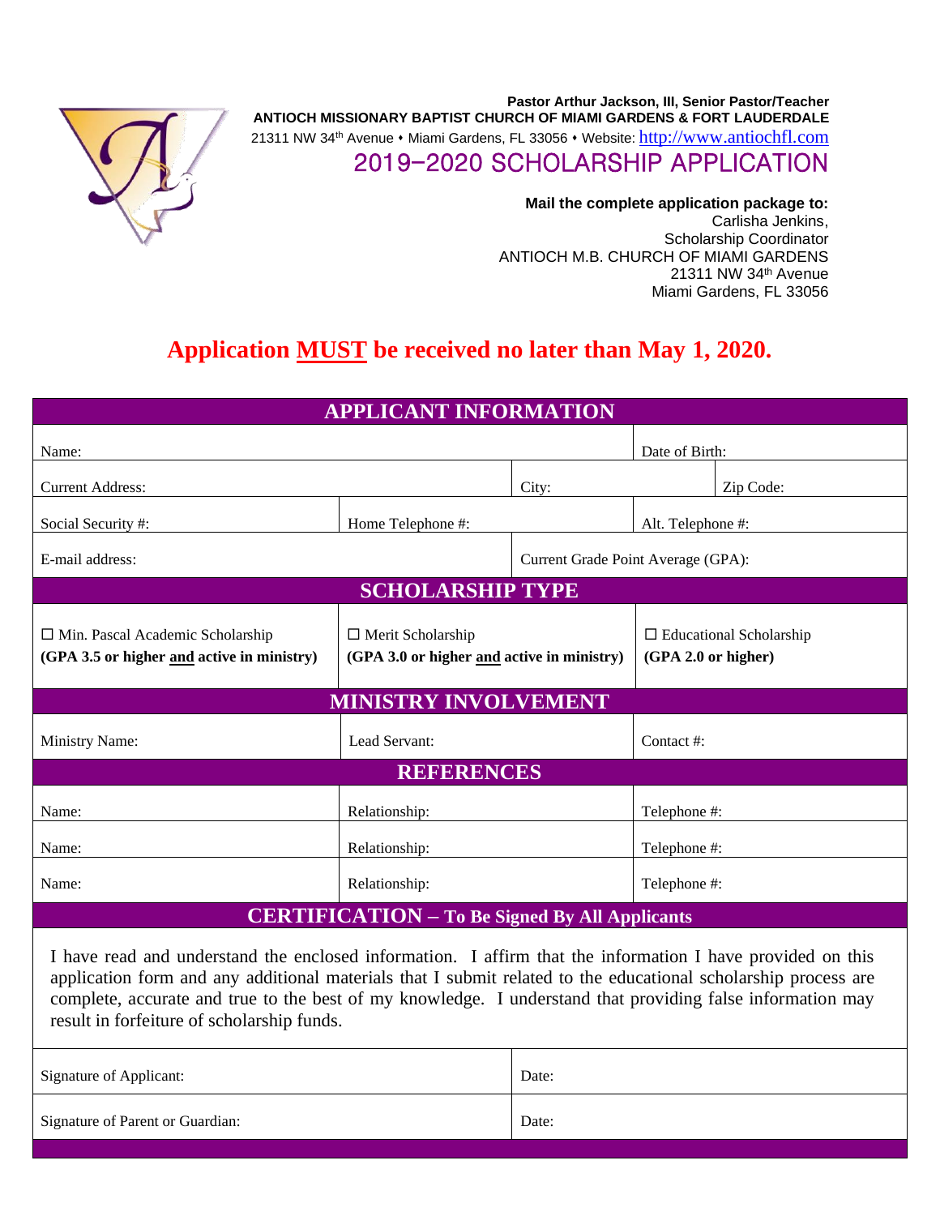**Pastor Arthur Jackson, III, Senior Pastor/Teacher**
**ANTIOCH MISSIONARY BAPTIST CHURCH OF MIAMI GARDENS & FORT LAUDERDALE**
21311 NW 34th Avenue • Miami Gardens, FL 33056 • Website: http://www.antiochfl.com

# 2019–2020 SCHOLARSHIP APPLICATION

**Mail the complete application package to:**
Carlisha Jenkins,
Scholarship Coordinator
ANTIOCH M.B. CHURCH OF MIAMI GARDENS
21311 NW 34th Avenue
Miami Gardens, FL 33056

## Application MUST be received no later than May 1, 2020.

| APPLICANT INFORMATION | | | |
|---|---|---|---|
| Name: | | Date of Birth: | |
| Current Address: | City: | | Zip Code: |
| Social Security #: | Home Telephone #: | Alt. Telephone #: | |
| E-mail address: | Current Grade Point Average (GPA): | | |

| SCHOLARSHIP TYPE | | |
|---|---|---|
| ☐ Min. Pascal Academic Scholarship **(GPA 3.5 or higher and active in ministry)** | ☐ Merit Scholarship **(GPA 3.0 or higher and active in ministry)** | ☐ Educational Scholarship **(GPA 2.0 or higher)** |

| MINISTRY INVOLVEMENT | | |
|---|---|---|
| Ministry Name: | Lead Servant: | Contact #: |

| REFERENCES | | |
|---|---|---|
| Name: | Relationship: | Telephone #: |
| Name: | Relationship: | Telephone #: |
| Name: | Relationship: | Telephone #: |

**CERTIFICATION – To Be Signed By All Applicants**

I have read and understand the enclosed information. I affirm that the information I have provided on this application form and any additional materials that I submit related to the educational scholarship process are complete, accurate and true to the best of my knowledge. I understand that providing false information may result in forfeiture of scholarship funds.

| Signature of Applicant: | Date: |
|---|---|
| Signature of Parent or Guardian: | Date: |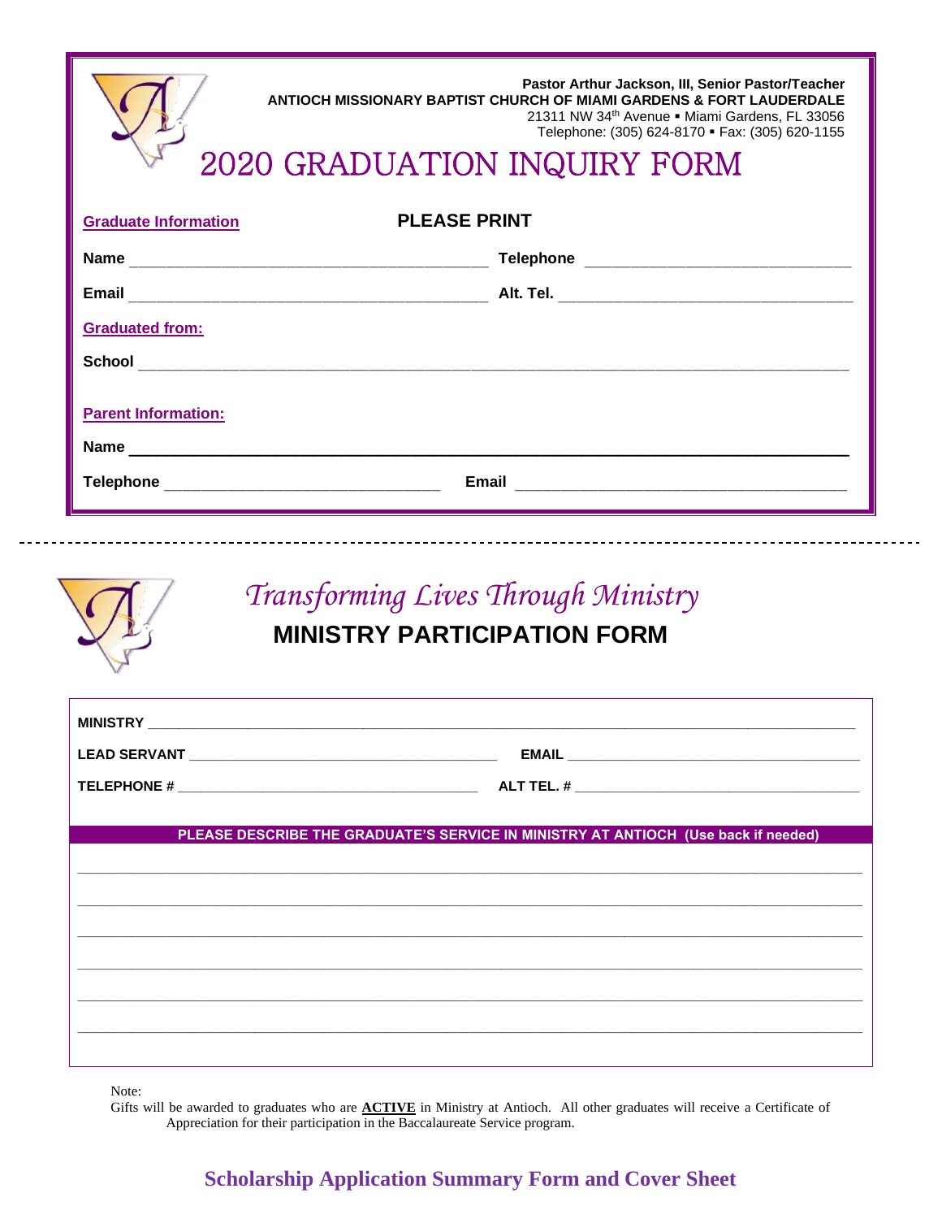**Pastor Arthur Jackson, III, Senior Pastor/Teacher**
**ANTIOCH MISSIONARY BAPTIST CHURCH OF MIAMI GARDENS & FORT LAUDERDALE**
21311 NW 34th Avenue ▪ Miami Gardens, FL 33056
Telephone: (305) 624-8170 ▪ Fax: (305) 620-1155

# 2020 GRADUATION INQUIRY FORM

**Graduate Information** **PLEASE PRINT**

**Name** ________________________________________ **Telephone** ______________________________

**Email** ________________________________________ **Alt. Tel.** ________________________________

**Graduated from:**

**School** __________________________________________________________________________________

**Parent Information:**

**Name** ___________________________________________________________________________________

**Telephone** ______________________________ **Email** ______________________________________

---

*Transforming Lives Through Ministry*

## MINISTRY PARTICIPATION FORM

**MINISTRY** ______________________________________________________________________________

**LEAD SERVANT** __________________________________ **EMAIL** __________________________________

**TELEPHONE #** ___________________________________ **ALT TEL. #** _______________________________

**PLEASE DESCRIBE THE GRADUATE'S SERVICE IN MINISTRY AT ANTIOCH (Use back if needed)**

______________________________________________________________________________________

______________________________________________________________________________________

______________________________________________________________________________________

______________________________________________________________________________________

______________________________________________________________________________________

______________________________________________________________________________________

Note:
Gifts will be awarded to graduates who are **ACTIVE** in Ministry at Antioch. All other graduates will receive a Certificate of Appreciation for their participation in the Baccalaureate Service program.

**Scholarship Application Summary Form and Cover Sheet**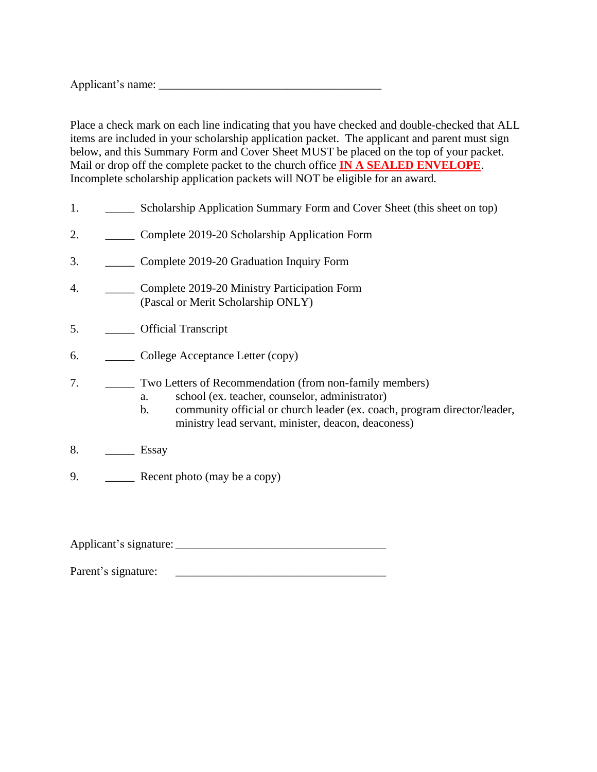Applicant's name: ______________________________________

Place a check mark on each line indicating that you have checked <u>and double-checked</u> that ALL items are included in your scholarship application packet. The applicant and parent must sign below, and this Summary Form and Cover Sheet MUST be placed on the top of your packet. Mail or drop off the complete packet to the church office **<u>IN A SEALED ENVELOPE</u>**. Incomplete scholarship application packets will NOT be eligible for an award.

1. _____ Scholarship Application Summary Form and Cover Sheet (this sheet on top)

2. _____ Complete 2019-20 Scholarship Application Form

3. _____ Complete 2019-20 Graduation Inquiry Form

4. _____ Complete 2019-20 Ministry Participation Form
   (Pascal or Merit Scholarship ONLY)

5. _____ Official Transcript

6. _____ College Acceptance Letter (copy)

7. _____ Two Letters of Recommendation (from non-family members)
   a. school (ex. teacher, counselor, administrator)
   b. community official or church leader (ex. coach, program director/leader, ministry lead servant, minister, deacon, deaconess)

8. _____ Essay

9. _____ Recent photo (may be a copy)

Applicant's signature: ____________________________________

Parent's signature: ____________________________________